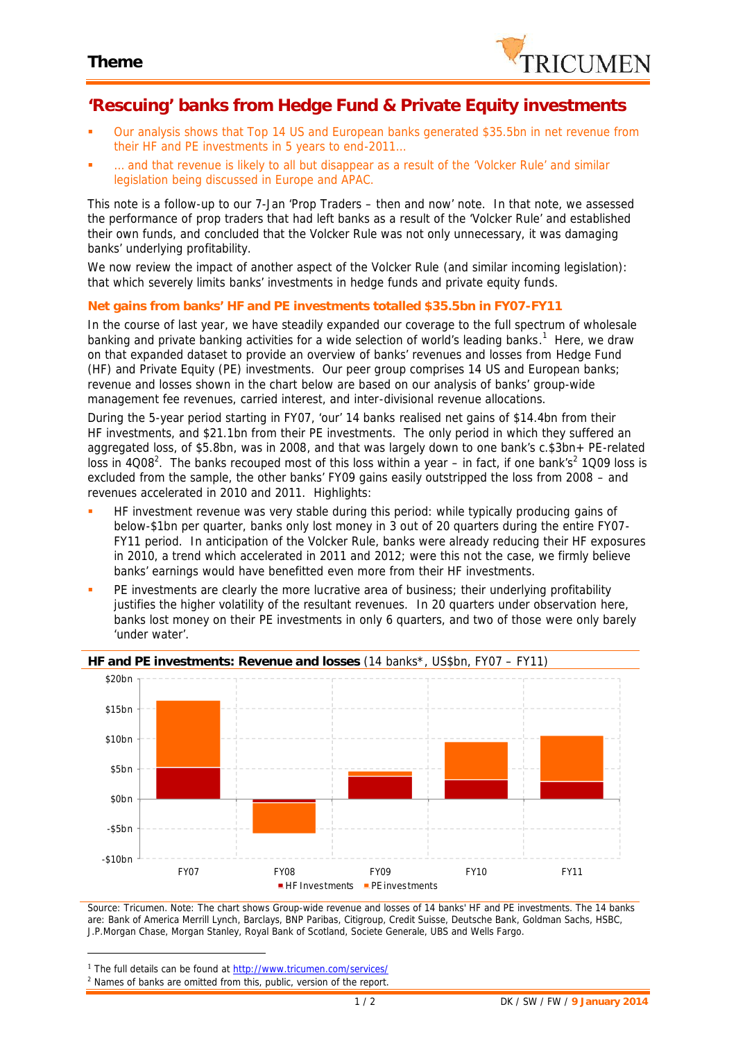**Theme**

TRICUMEN

# 'Rescuing' banks from Hedge Fund & Private Equity investments

- Our analysis shows that Top 14 US and European banks generated $35.5bn in net revenue from their HF and PE investments in 5 years to end-2011…
- … and that revenue is likely to all but disappear as a result of the 'Volcker Rule' and similar legislation being discussed in Europe and APAC.

This note is a follow-up to our 7-Jan 'Prop Traders – then and now' note. In that note, we assessed the performance of prop traders that had left banks as a result of the 'Volcker Rule' and established their own funds, and concluded that the Volcker Rule was not only unnecessary, it was damaging banks' underlying profitability.

We now review the impact of another aspect of the Volcker Rule (and similar incoming legislation): that which severely limits banks' investments in hedge funds and private equity funds.

## Net gains from banks' HF and PE investments totalled $35.5bn in FY07-FY11

In the course of last year, we have steadily expanded our coverage to the full spectrum of wholesale banking and private banking activities for a wide selection of world's leading banks.[1] Here, we draw on that expanded dataset to provide an overview of banks' revenues and losses from Hedge Fund (HF) and Private Equity (PE) investments. Our peer group comprises 14 US and European banks; revenue and losses shown in the chart below are based on our analysis of banks' group-wide management fee revenues, carried interest, and inter-divisional revenue allocations.

During the 5-year period starting in FY07, 'our' 14 banks realised net gains of $14.4bn from their HF investments, and $21.1bn from their PE investments. The only period in which they suffered an aggregated loss, of $5.8bn, was in 2008, and that was largely down to one bank's c.$3bn+ PE-related loss in 4Q08[2]. The banks recouped most of this loss within a year – in fact, if one bank's[2] 1Q09 loss is excluded from the sample, the other banks' FY09 gains easily outstripped the loss from 2008 – and revenues accelerated in 2010 and 2011. Highlights:

- HF investment revenue was very stable during this period: while typically producing gains of below-$1bn per quarter, banks only lost money in 3 out of 20 quarters during the entire FY07-FY11 period. In anticipation of the Volcker Rule, banks were already reducing their HF exposures in 2010, a trend which accelerated in 2011 and 2012; were this not the case, we firmly believe banks' earnings would have benefitted even more from their HF investments.
- PE investments are clearly the more lucrative area of business; their underlying profitability justifies the higher volatility of the resultant revenues. In 20 quarters under observation here, banks lost money on their PE investments in only 6 quarters, and two of those were only barely 'under water'.

**HF and PE investments: Revenue and losses** (14 banks*, US$bn, FY07 – FY11)

$20bn
$15bn
$10bn
$5bn
$0bn
-$5bn
-$10bn

FY07 FY08 FY09 FY10 FY11

HF Investments PE investments

Source: Tricumen. Note: The chart shows Group-wide revenue and losses of 14 banks' HF and PE investments. The 14 banks are: Bank of America Merrill Lynch, Barclays, BNP Paribas, Citigroup, Credit Suisse, Deutsche Bank, Goldman Sachs, HSBC, J.P.Morgan Chase, Morgan Stanley, Royal Bank of Scotland, Societe Generale, UBS and Wells Fargo.

---

[1] The full details can be found at http://www.tricumen.com/services/

[2] Names of banks are omitted from this, public, version of the report.

DK / SW / FW / **9 January 2014**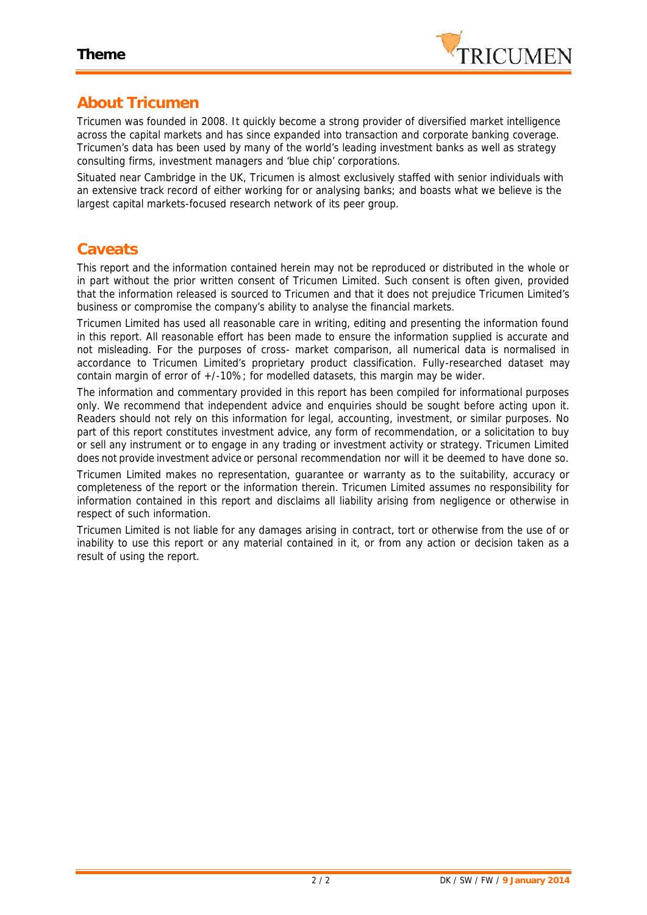## About Tricumen

Tricumen was founded in 2008. It quickly become a strong provider of diversified market intelligence across the capital markets and has since expanded into transaction and corporate banking coverage. Tricumen's data has been used by many of the world's leading investment banks as well as strategy consulting firms, investment managers and 'blue chip' corporations.

Situated near Cambridge in the UK, Tricumen is almost exclusively staffed with senior individuals with an extensive track record of either working for or analysing banks; and boasts what we believe is the largest capital markets-focused research network of its peer group.

## Caveats

This report and the information contained herein may not be reproduced or distributed in the whole or in part without the prior written consent of Tricumen Limited. Such consent is often given, provided that the information released is sourced to Tricumen and that it does not prejudice Tricumen Limited's business or compromise the company's ability to analyse the financial markets.

Tricumen Limited has used all reasonable care in writing, editing and presenting the information found in this report. All reasonable effort has been made to ensure the information supplied is accurate and not misleading. For the purposes of cross- market comparison, all numerical data is normalised in accordance to Tricumen Limited's proprietary product classification. Fully-researched dataset may contain margin of error of +/-10%; for modelled datasets, this margin may be wider.

The information and commentary provided in this report has been compiled for informational purposes only. We recommend that independent advice and enquiries should be sought before acting upon it. Readers should not rely on this information for legal, accounting, investment, or similar purposes. No part of this report constitutes investment advice, any form of recommendation, or a solicitation to buy or sell any instrument or to engage in any trading or investment activity or strategy. Tricumen Limited does not provide investment advice or personal recommendation nor will it be deemed to have done so.

Tricumen Limited makes no representation, guarantee or warranty as to the suitability, accuracy or completeness of the report or the information therein. Tricumen Limited assumes no responsibility for information contained in this report and disclaims all liability arising from negligence or otherwise in respect of such information.

Tricumen Limited is not liable for any damages arising in contract, tort or otherwise from the use of or inability to use this report or any material contained in it, or from any action or decision taken as a result of using the report.